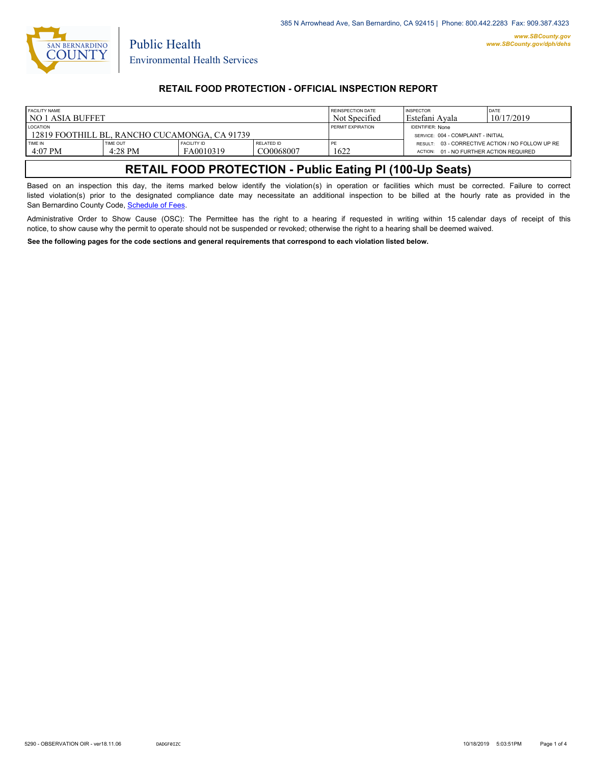385 N Arrowhead Ave, San Bernardino, CA 92415 | Phone: 800.442.2283 Fax: 909.387.4323

www.SBCounty.gov
www.SBCounty.gov/dph/dehs

SAN BERNARDINO COUNTY

Public Health
Environmental Health Services

## RETAIL FOOD PROTECTION - OFFICIAL INSPECTION REPORT

| FACILITY NAME | | | | REINSPECTION DATE | INSPECTOR | DATE |
|---|---|---|---|---|---|---|
| NO 1 ASIA BUFFET | | | | Not Specified | Estefani Ayala | 10/17/2019 |
| LOCATION | | | | PERMIT EXPIRATION | IDENTIFIER: None | |
| 12819 FOOTHILL BL, RANCHO CUCAMONGA, CA 91739 | | | | | SERVICE: 004 - COMPLAINT - INITIAL | |
| TIME IN | TIME OUT | FACILITY ID | RELATED ID | PE | RESULT: 03 - CORRECTIVE ACTION / NO FOLLOW UP RE | |
| 4:07 PM | 4:28 PM | FA0010319 | CO0068007 | 1622 | ACTION: 01 - NO FURTHER ACTION REQUIRED | |

## RETAIL FOOD PROTECTION - Public Eating Pl (100-Up Seats)

Based on an inspection this day, the items marked below identify the violation(s) in operation or facilities which must be corrected. Failure to correct listed violation(s) prior to the designated compliance date may necessitate an additional inspection to be billed at the hourly rate as provided in the San Bernardino County Code, Schedule of Fees.

Administrative Order to Show Cause (OSC): The Permittee has the right to a hearing if requested in writing within 15 calendar days of receipt of this notice, to show cause why the permit to operate should not be suspended or revoked; otherwise the right to a hearing shall be deemed waived.

**See the following pages for the code sections and general requirements that correspond to each violation listed below.**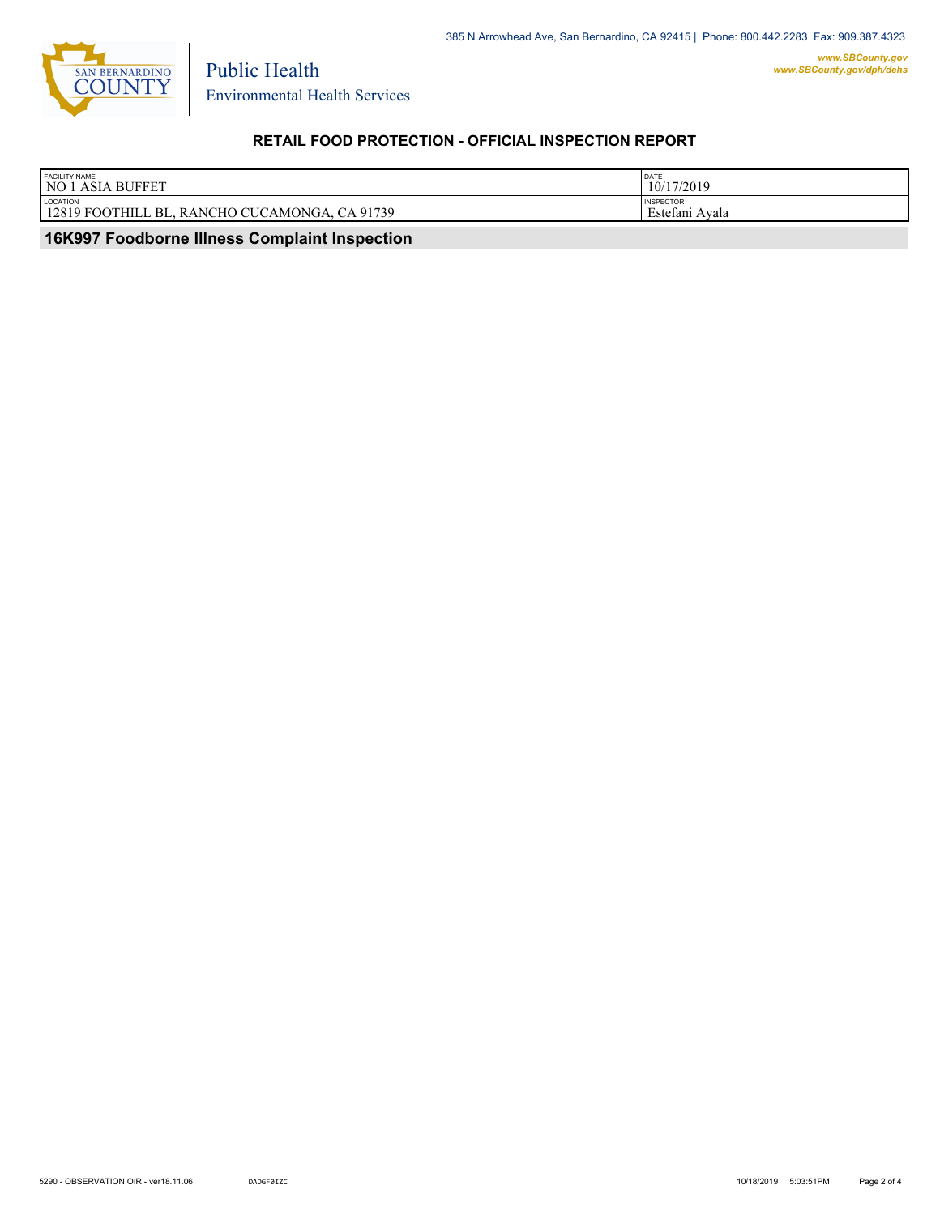Public Health
Environmental Health Services

385 N Arrowhead Ave, San Bernardino, CA 92415 | Phone: 800.442.2283 Fax: 909.387.4323

*www.SBCounty.gov*
*www.SBCounty.gov/dph/dehs*

## RETAIL FOOD PROTECTION - OFFICIAL INSPECTION REPORT

| FACILITY NAME | DATE |
|---|---|
| NO 1 ASIA BUFFET | 10/17/2019 |
| **LOCATION** | **INSPECTOR** |
| 12819 FOOTHILL BL, RANCHO CUCAMONGA, CA 91739 | Estefani Ayala |

### 16K997 Foodborne Illness Complaint Inspection

5290 - OBSERVATION OIR - ver18.11.06    DADGF0IZC    10/18/2019 5:03:51PM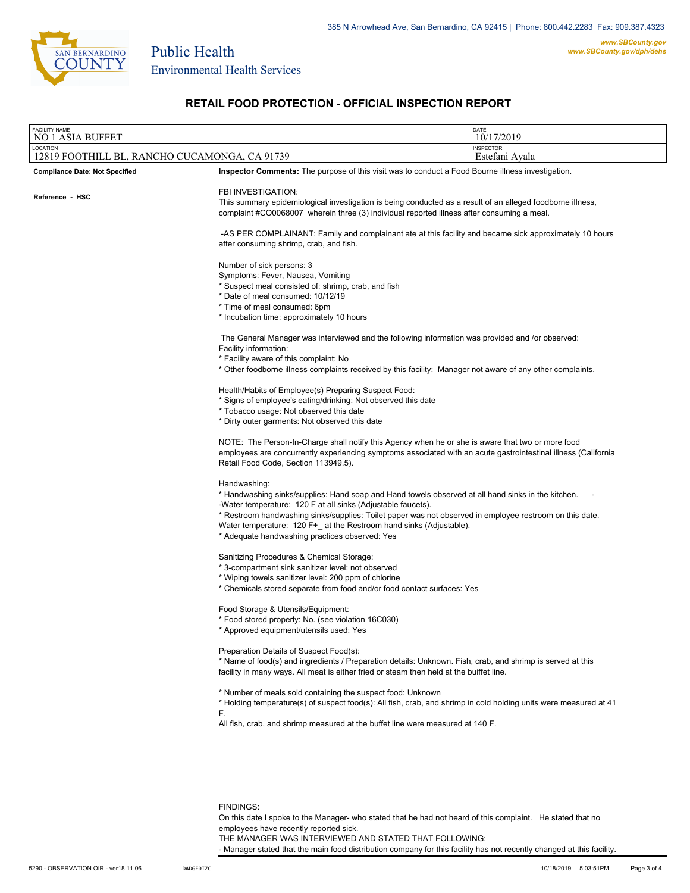385 N Arrowhead Ave, San Bernardino, CA 92415 | Phone: 800.442.2283 Fax: 909.387.4323

www.SBCounty.gov
www.SBCounty.gov/dph/dehs

Public Health
Environmental Health Services

# RETAIL FOOD PROTECTION - OFFICIAL INSPECTION REPORT

| FACILITY NAME | DATE |
|---|---|
| NO 1 ASIA BUFFET | 10/17/2019 |
| **LOCATION** | **INSPECTOR** |
| 12819 FOOTHILL BL, RANCHO CUCAMONGA, CA 91739 | Estefani Ayala |

**Compliance Date: Not Specified**

**Reference - HSC**

**Inspector Comments:** The purpose of this visit was to conduct a Food Bourne illness investigation.

FBI INVESTIGATION:
This summary epidemiological investigation is being conducted as a result of an alleged foodborne illness, complaint #CO0068007 wherein three (3) individual reported illness after consuming a meal.

-AS PER COMPLAINANT: Family and complainant ate at this facility and became sick approximately 10 hours after consuming shrimp, crab, and fish.

Number of sick persons: 3
Symptoms: Fever, Nausea, Vomiting
* Suspect meal consisted of: shrimp, crab, and fish
* Date of meal consumed: 10/12/19
* Time of meal consumed: 6pm
* Incubation time: approximately 10 hours

The General Manager was interviewed and the following information was provided and /or observed:
Facility information:
* Facility aware of this complaint: No
* Other foodborne illness complaints received by this facility: Manager not aware of any other complaints.

Health/Habits of Employee(s) Preparing Suspect Food:
* Signs of employee's eating/drinking: Not observed this date
* Tobacco usage: Not observed this date
* Dirty outer garments: Not observed this date

NOTE: The Person-In-Charge shall notify this Agency when he or she is aware that two or more food employees are concurrently experiencing symptoms associated with an acute gastrointestinal illness (California Retail Food Code, Section 113949.5).

Handwashing:
* Handwashing sinks/supplies: Hand soap and Hand towels observed at all hand sinks in the kitchen. -
-Water temperature: 120 F at all sinks (Adjustable faucets).
* Restroom handwashing sinks/supplies: Toilet paper was not observed in employee restroom on this date.
Water temperature: 120 F+_ at the Restroom hand sinks (Adjustable).
* Adequate handwashing practices observed: Yes

Sanitizing Procedures & Chemical Storage:
* 3-compartment sink sanitizer level: not observed
* Wiping towels sanitizer level: 200 ppm of chlorine
* Chemicals stored separate from food and/or food contact surfaces: Yes

Food Storage & Utensils/Equipment:
* Food stored properly: No. (see violation 16C030)
* Approved equipment/utensils used: Yes

Preparation Details of Suspect Food(s):
* Name of food(s) and ingredients / Preparation details: Unknown. Fish, crab, and shrimp is served at this facility in many ways. All meat is either fried or steam then held at the buiffet line.

* Number of meals sold containing the suspect food: Unknown
* Holding temperature(s) of suspect food(s): All fish, crab, and shrimp in cold holding units were measured at 41 F.
All fish, crab, and shrimp measured at the buffet line were measured at 140 F.

FINDINGS:
On this date I spoke to the Manager- who stated that he had not heard of this complaint. He stated that no employees have recently reported sick.
THE MANAGER WAS INTERVIEWED AND STATED THAT FOLLOWING:
- Manager stated that the main food distribution company for this facility has not recently changed at this facility.

5290 - OBSERVATION OIR - ver18.11.06 DADGF0IZC 10/18/2019 5:03:51PM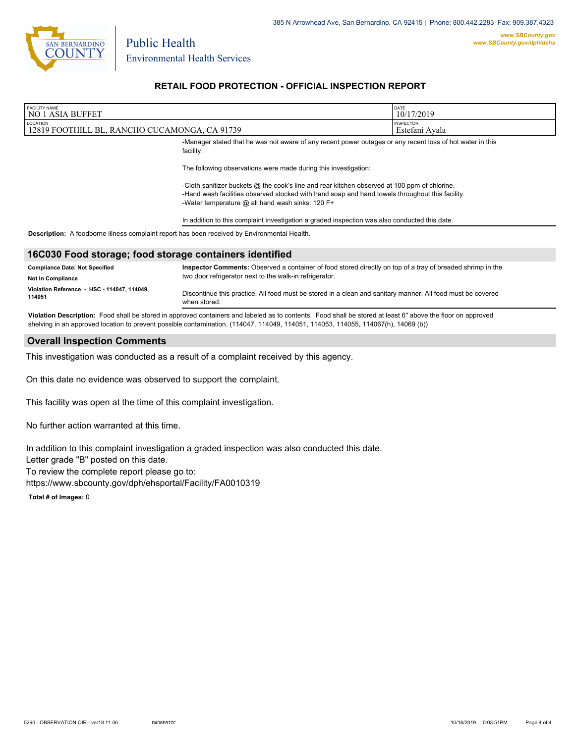385 N Arrowhead Ave, San Bernardino, CA 92415 | Phone: 800.442.2283 Fax: 909.387.4323

www.SBCounty.gov
www.SBCounty.gov/dph/dehs

Public Health
Environmental Health Services

## RETAIL FOOD PROTECTION - OFFICIAL INSPECTION REPORT

| FACILITY NAME | DATE |
|---|---|
| NO 1 ASIA BUFFET | 10/17/2019 |
| **LOCATION** | **INSPECTOR** |
| 12819 FOOTHILL BL, RANCHO CUCAMONGA, CA 91739 | Estefani Ayala |

-Manager stated that he was not aware of any recent power outages or any recent loss of hot water in this facility.

The following observations were made during this investigation:

-Cloth sanitizer buckets @ the cook's line and rear kitchen observed at 100 ppm of chlorine.
-Hand wash facilities observed stocked with hand soap and hand towels throughout this facility.
-Water temperature @ all hand wash sinks: 120 F+

In addition to this complaint investigation a graded inspection was also conducted this date.

**Description:** A foodborne illness complaint report has been received by Environmental Health.

## 16C030 Food storage; food storage containers identified

**Compliance Date: Not Specified**

**Not In Compliance**

**Violation Reference - HSC - 114047, 114049, 114051**

**Inspector Comments:** Observed a container of food stored directly on top of a tray of breaded shrimp in the two door refrigerator next to the walk-in refrigerator.

Discontinue this practice. All food must be stored in a clean and sanitary manner. All food must be covered when stored.

**Violation Description:** Food shall be stored in approved containers and labeled as to contents. Food shall be stored at least 6" above the floor on approved shelving in an approved location to prevent possible contamination. (114047, 114049, 114051, 114053, 114055, 114067(h), 14069 (b))

## Overall Inspection Comments

This investigation was conducted as a result of a complaint received by this agency.

On this date no evidence was observed to support the complaint.

This facility was open at the time of this complaint investigation.

No further action warranted at this time.

In addition to this complaint investigation a graded inspection was also conducted this date.
Letter grade "B" posted on this date.
To review the complete report please go to:
https://www.sbcounty.gov/dph/ehsportal/Facility/FA0010319

**Total # of Images:** 0

5290 - OBSERVATION OIR - ver18.11.06 DADGF0IZC 10/18/2019 5:03:51PM